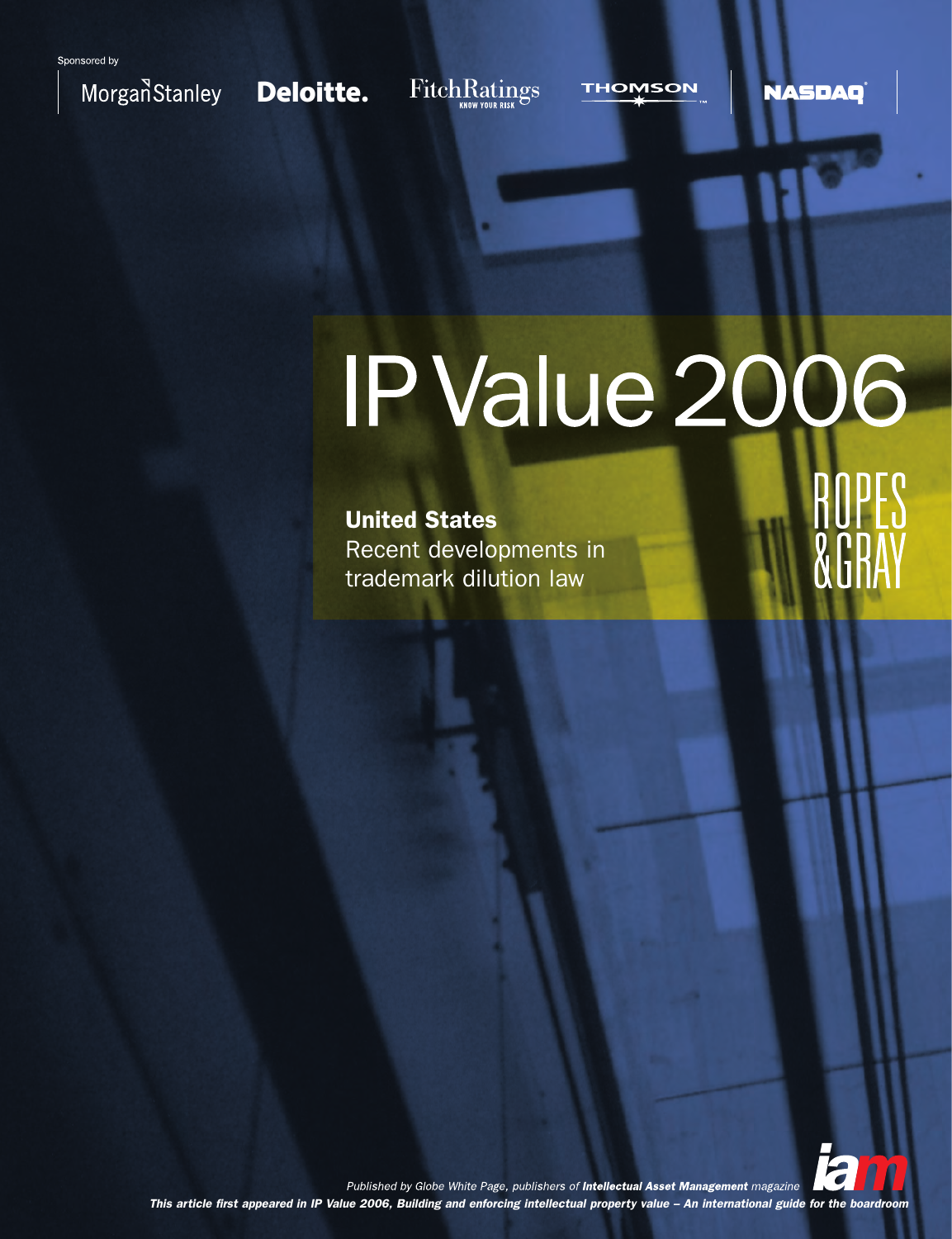Sponsored by

Morgan Stanley Deloitte. FitchRatings KNOW YOUR RISK THOMSON NASDAQ

# IP Value 2006

**United States**

Recent developments in trademark dilution law

ROPES & GRAY

*Published by Globe White Page, publishers of* ***Intellectual Asset Management*** *magazine*

***This article first appeared in IP Value 2006, Building and enforcing intellectual property value – An international guide for the boardroom***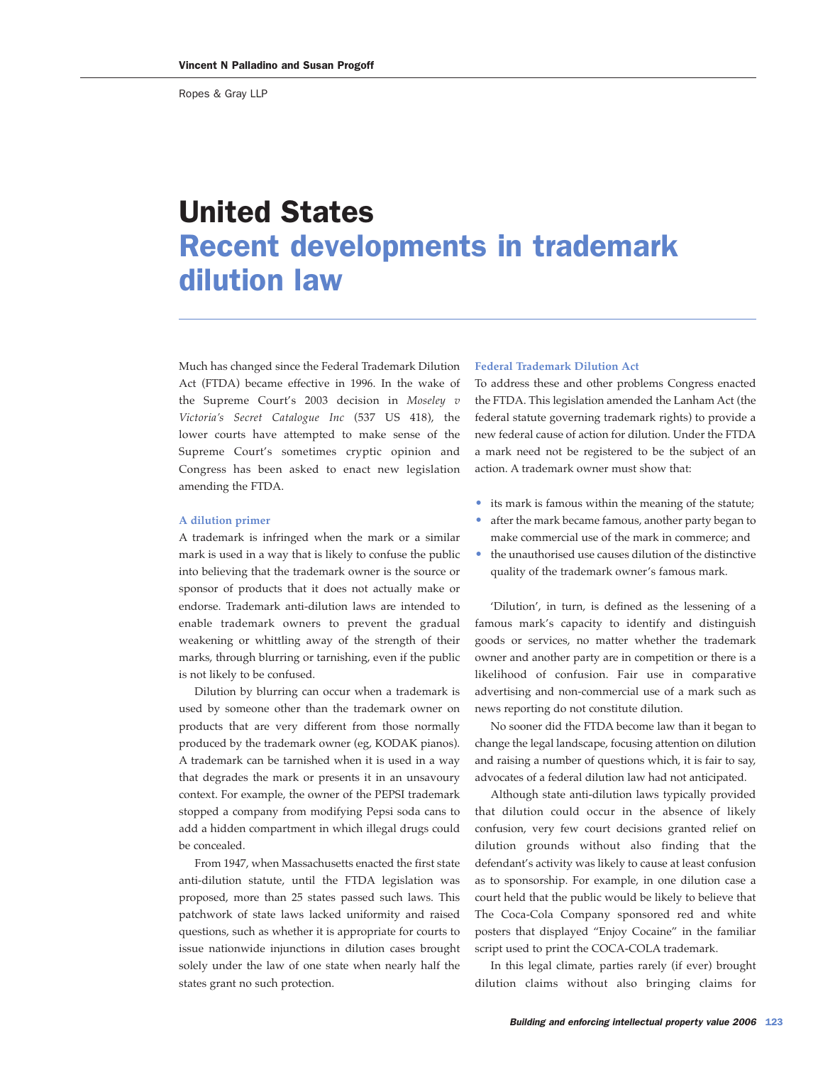Vincent N Palladino and Susan Progoff

Ropes & Gray LLP

# United States
## Recent developments in trademark dilution law

Much has changed since the Federal Trademark Dilution Act (FTDA) became effective in 1996. In the wake of the Supreme Court's 2003 decision in *Moseley v Victoria's Secret Catalogue Inc* (537 US 418), the lower courts have attempted to make sense of the Supreme Court's sometimes cryptic opinion and Congress has been asked to enact new legislation amending the FTDA.

### A dilution primer

A trademark is infringed when the mark or a similar mark is used in a way that is likely to confuse the public into believing that the trademark owner is the source or sponsor of products that it does not actually make or endorse. Trademark anti-dilution laws are intended to enable trademark owners to prevent the gradual weakening or whittling away of the strength of their marks, through blurring or tarnishing, even if the public is not likely to be confused.

Dilution by blurring can occur when a trademark is used by someone other than the trademark owner on products that are very different from those normally produced by the trademark owner (eg, KODAK pianos). A trademark can be tarnished when it is used in a way that degrades the mark or presents it in an unsavoury context. For example, the owner of the PEPSI trademark stopped a company from modifying Pepsi soda cans to add a hidden compartment in which illegal drugs could be concealed.

From 1947, when Massachusetts enacted the first state anti-dilution statute, until the FTDA legislation was proposed, more than 25 states passed such laws. This patchwork of state laws lacked uniformity and raised questions, such as whether it is appropriate for courts to issue nationwide injunctions in dilution cases brought solely under the law of one state when nearly half the states grant no such protection.

### Federal Trademark Dilution Act

To address these and other problems Congress enacted the FTDA. This legislation amended the Lanham Act (the federal statute governing trademark rights) to provide a new federal cause of action for dilution. Under the FTDA a mark need not be registered to be the subject of an action. A trademark owner must show that:

- its mark is famous within the meaning of the statute;
- after the mark became famous, another party began to make commercial use of the mark in commerce; and
- the unauthorised use causes dilution of the distinctive quality of the trademark owner's famous mark.

'Dilution', in turn, is defined as the lessening of a famous mark's capacity to identify and distinguish goods or services, no matter whether the trademark owner and another party are in competition or there is a likelihood of confusion. Fair use in comparative advertising and non-commercial use of a mark such as news reporting do not constitute dilution.

No sooner did the FTDA become law than it began to change the legal landscape, focusing attention on dilution and raising a number of questions which, it is fair to say, advocates of a federal dilution law had not anticipated.

Although state anti-dilution laws typically provided that dilution could occur in the absence of likely confusion, very few court decisions granted relief on dilution grounds without also finding that the defendant's activity was likely to cause at least confusion as to sponsorship. For example, in one dilution case a court held that the public would be likely to believe that The Coca-Cola Company sponsored red and white posters that displayed "Enjoy Cocaine" in the familiar script used to print the COCA-COLA trademark.

In this legal climate, parties rarely (if ever) brought dilution claims without also bringing claims for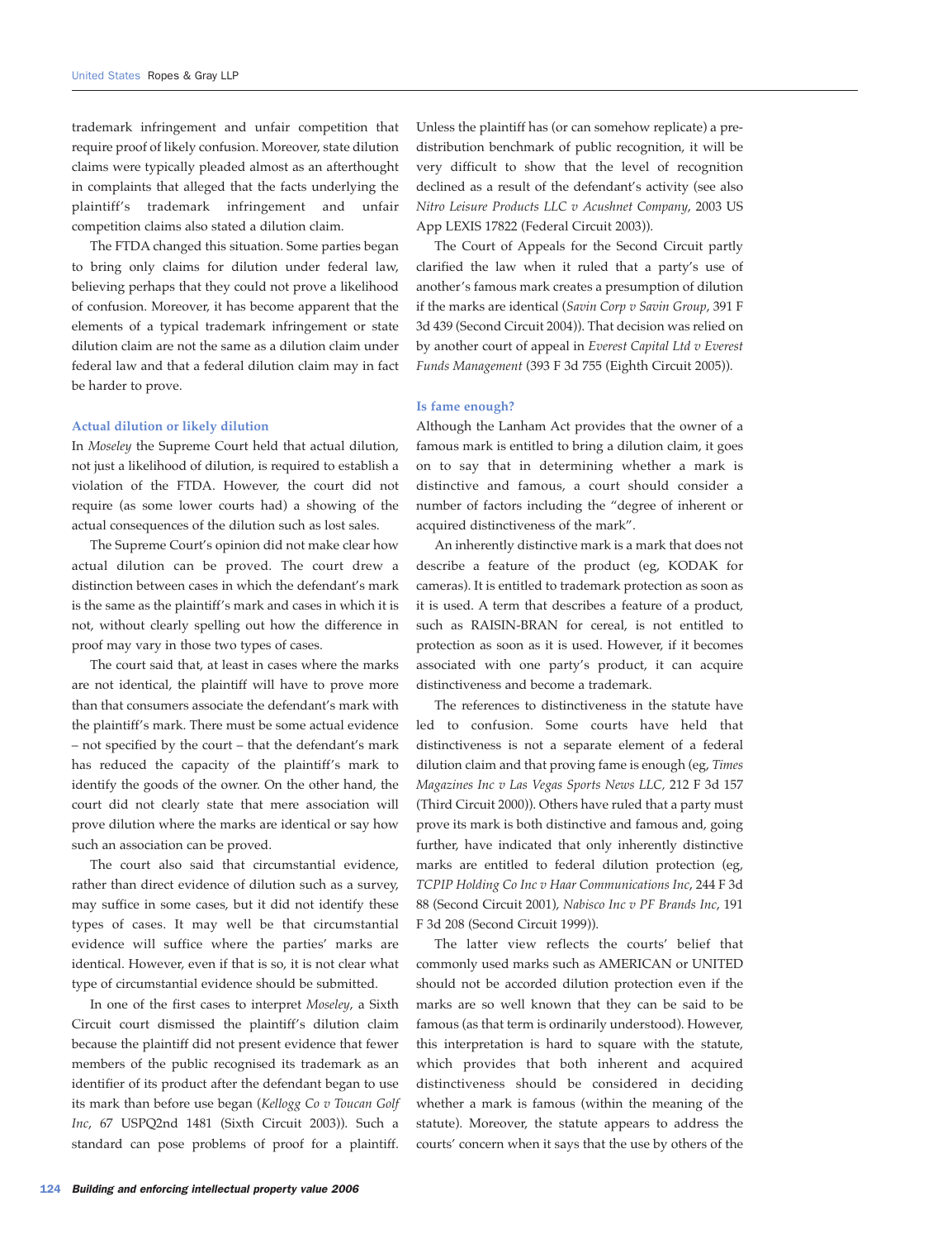trademark infringement and unfair competition that require proof of likely confusion. Moreover, state dilution claims were typically pleaded almost as an afterthought in complaints that alleged that the facts underlying the plaintiff's trademark infringement and unfair competition claims also stated a dilution claim.

The FTDA changed this situation. Some parties began to bring only claims for dilution under federal law, believing perhaps that they could not prove a likelihood of confusion. Moreover, it has become apparent that the elements of a typical trademark infringement or state dilution claim are not the same as a dilution claim under federal law and that a federal dilution claim may in fact be harder to prove.

### Actual dilution or likely dilution

In *Moseley* the Supreme Court held that actual dilution, not just a likelihood of dilution, is required to establish a violation of the FTDA. However, the court did not require (as some lower courts had) a showing of the actual consequences of the dilution such as lost sales.

The Supreme Court's opinion did not make clear how actual dilution can be proved. The court drew a distinction between cases in which the defendant's mark is the same as the plaintiff's mark and cases in which it is not, without clearly spelling out how the difference in proof may vary in those two types of cases.

The court said that, at least in cases where the marks are not identical, the plaintiff will have to prove more than that consumers associate the defendant's mark with the plaintiff's mark. There must be some actual evidence – not specified by the court – that the defendant's mark has reduced the capacity of the plaintiff's mark to identify the goods of the owner. On the other hand, the court did not clearly state that mere association will prove dilution where the marks are identical or say how such an association can be proved.

The court also said that circumstantial evidence, rather than direct evidence of dilution such as a survey, may suffice in some cases, but it did not identify these types of cases. It may well be that circumstantial evidence will suffice where the parties' marks are identical. However, even if that is so, it is not clear what type of circumstantial evidence should be submitted.

In one of the first cases to interpret *Moseley*, a Sixth Circuit court dismissed the plaintiff's dilution claim because the plaintiff did not present evidence that fewer members of the public recognised its trademark as an identifier of its product after the defendant began to use its mark than before use began (*Kellogg Co v Toucan Golf Inc*, 67 USPQ2nd 1481 (Sixth Circuit 2003)). Such a standard can pose problems of proof for a plaintiff. Unless the plaintiff has (or can somehow replicate) a pre-distribution benchmark of public recognition, it will be very difficult to show that the level of recognition declined as a result of the defendant's activity (see also *Nitro Leisure Products LLC v Acushnet Company*, 2003 US App LEXIS 17822 (Federal Circuit 2003)).

The Court of Appeals for the Second Circuit partly clarified the law when it ruled that a party's use of another's famous mark creates a presumption of dilution if the marks are identical (*Savin Corp v Savin Group*, 391 F 3d 439 (Second Circuit 2004)). That decision was relied on by another court of appeal in *Everest Capital Ltd v Everest Funds Management* (393 F 3d 755 (Eighth Circuit 2005)).

### Is fame enough?

Although the Lanham Act provides that the owner of a famous mark is entitled to bring a dilution claim, it goes on to say that in determining whether a mark is distinctive and famous, a court should consider a number of factors including the "degree of inherent or acquired distinctiveness of the mark".

An inherently distinctive mark is a mark that does not describe a feature of the product (eg, KODAK for cameras). It is entitled to trademark protection as soon as it is used. A term that describes a feature of a product, such as RAISIN-BRAN for cereal, is not entitled to protection as soon as it is used. However, if it becomes associated with one party's product, it can acquire distinctiveness and become a trademark.

The references to distinctiveness in the statute have led to confusion. Some courts have held that distinctiveness is not a separate element of a federal dilution claim and that proving fame is enough (eg, *Times Magazines Inc v Las Vegas Sports News LLC,* 212 F 3d 157 (Third Circuit 2000)). Others have ruled that a party must prove its mark is both distinctive and famous and, going further, have indicated that only inherently distinctive marks are entitled to federal dilution protection (eg, *TCPIP Holding Co Inc v Haar Communications Inc*, 244 F 3d 88 (Second Circuit 2001), *Nabisco Inc v PF Brands Inc*, 191 F 3d 208 (Second Circuit 1999)).

The latter view reflects the courts' belief that commonly used marks such as AMERICAN or UNITED should not be accorded dilution protection even if the marks are so well known that they can be said to be famous (as that term is ordinarily understood). However, this interpretation is hard to square with the statute, which provides that both inherent and acquired distinctiveness should be considered in deciding whether a mark is famous (within the meaning of the statute). Moreover, the statute appears to address the courts' concern when it says that the use by others of the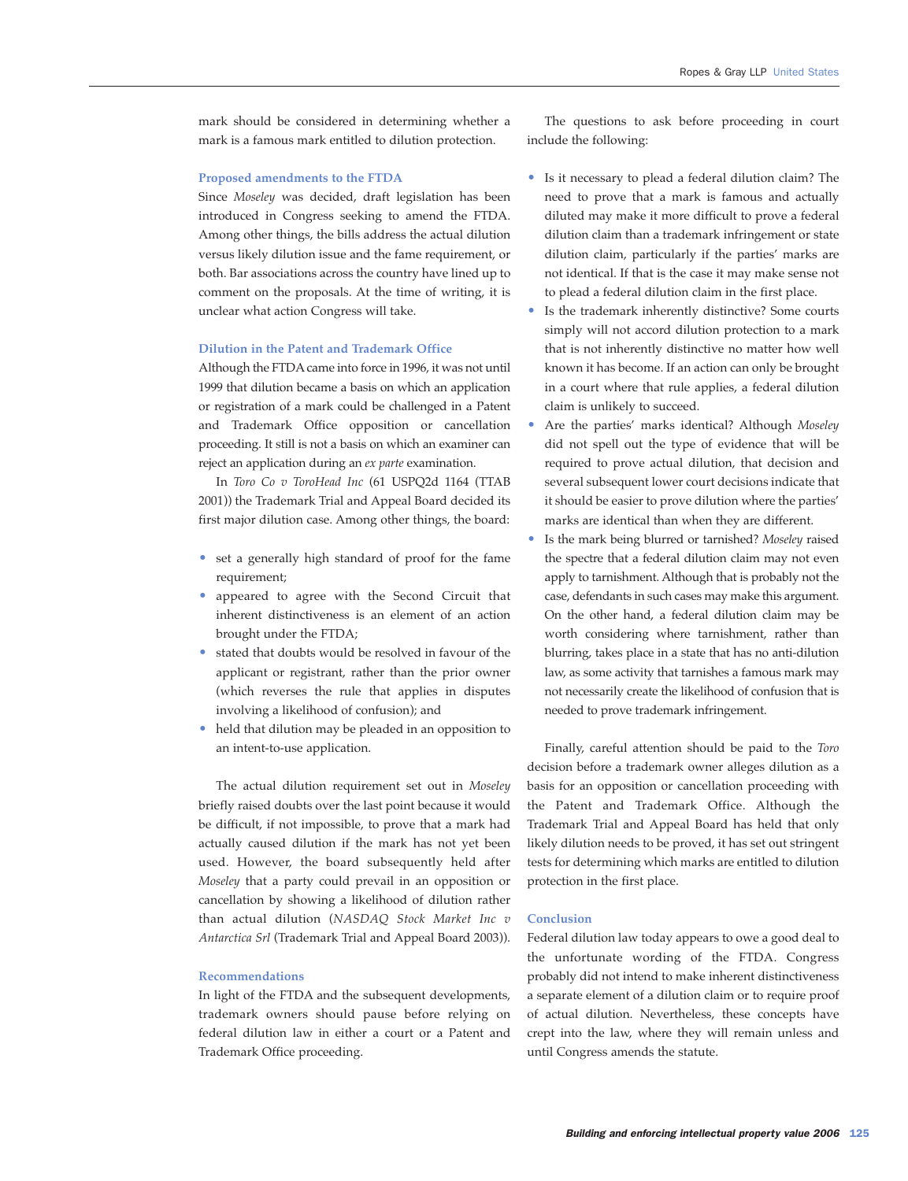mark should be considered in determining whether a mark is a famous mark entitled to dilution protection.

### Proposed amendments to the FTDA

Since *Moseley* was decided, draft legislation has been introduced in Congress seeking to amend the FTDA. Among other things, the bills address the actual dilution versus likely dilution issue and the fame requirement, or both. Bar associations across the country have lined up to comment on the proposals. At the time of writing, it is unclear what action Congress will take.

### Dilution in the Patent and Trademark Office

Although the FTDA came into force in 1996, it was not until 1999 that dilution became a basis on which an application or registration of a mark could be challenged in a Patent and Trademark Office opposition or cancellation proceeding. It still is not a basis on which an examiner can reject an application during an *ex parte* examination.

In *Toro Co v ToroHead Inc* (61 USPQ2d 1164 (TTAB 2001)) the Trademark Trial and Appeal Board decided its first major dilution case. Among other things, the board:

- set a generally high standard of proof for the fame requirement;
- appeared to agree with the Second Circuit that inherent distinctiveness is an element of an action brought under the FTDA;
- stated that doubts would be resolved in favour of the applicant or registrant, rather than the prior owner (which reverses the rule that applies in disputes involving a likelihood of confusion); and
- held that dilution may be pleaded in an opposition to an intent-to-use application.

The actual dilution requirement set out in *Moseley* briefly raised doubts over the last point because it would be difficult, if not impossible, to prove that a mark had actually caused dilution if the mark has not yet been used. However, the board subsequently held after *Moseley* that a party could prevail in an opposition or cancellation by showing a likelihood of dilution rather than actual dilution (*NASDAQ Stock Market Inc v Antarctica Srl* (Trademark Trial and Appeal Board 2003)).

### Recommendations

In light of the FTDA and the subsequent developments, trademark owners should pause before relying on federal dilution law in either a court or a Patent and Trademark Office proceeding.

The questions to ask before proceeding in court include the following:

- Is it necessary to plead a federal dilution claim? The need to prove that a mark is famous and actually diluted may make it more difficult to prove a federal dilution claim than a trademark infringement or state dilution claim, particularly if the parties' marks are not identical. If that is the case it may make sense not to plead a federal dilution claim in the first place.
- Is the trademark inherently distinctive? Some courts simply will not accord dilution protection to a mark that is not inherently distinctive no matter how well known it has become. If an action can only be brought in a court where that rule applies, a federal dilution claim is unlikely to succeed.
- Are the parties' marks identical? Although *Moseley* did not spell out the type of evidence that will be required to prove actual dilution, that decision and several subsequent lower court decisions indicate that it should be easier to prove dilution where the parties' marks are identical than when they are different.
- Is the mark being blurred or tarnished? *Moseley* raised the spectre that a federal dilution claim may not even apply to tarnishment. Although that is probably not the case, defendants in such cases may make this argument. On the other hand, a federal dilution claim may be worth considering where tarnishment, rather than blurring, takes place in a state that has no anti-dilution law, as some activity that tarnishes a famous mark may not necessarily create the likelihood of confusion that is needed to prove trademark infringement.

Finally, careful attention should be paid to the *Toro* decision before a trademark owner alleges dilution as a basis for an opposition or cancellation proceeding with the Patent and Trademark Office. Although the Trademark Trial and Appeal Board has held that only likely dilution needs to be proved, it has set out stringent tests for determining which marks are entitled to dilution protection in the first place.

### Conclusion

Federal dilution law today appears to owe a good deal to the unfortunate wording of the FTDA. Congress probably did not intend to make inherent distinctiveness a separate element of a dilution claim or to require proof of actual dilution. Nevertheless, these concepts have crept into the law, where they will remain unless and until Congress amends the statute.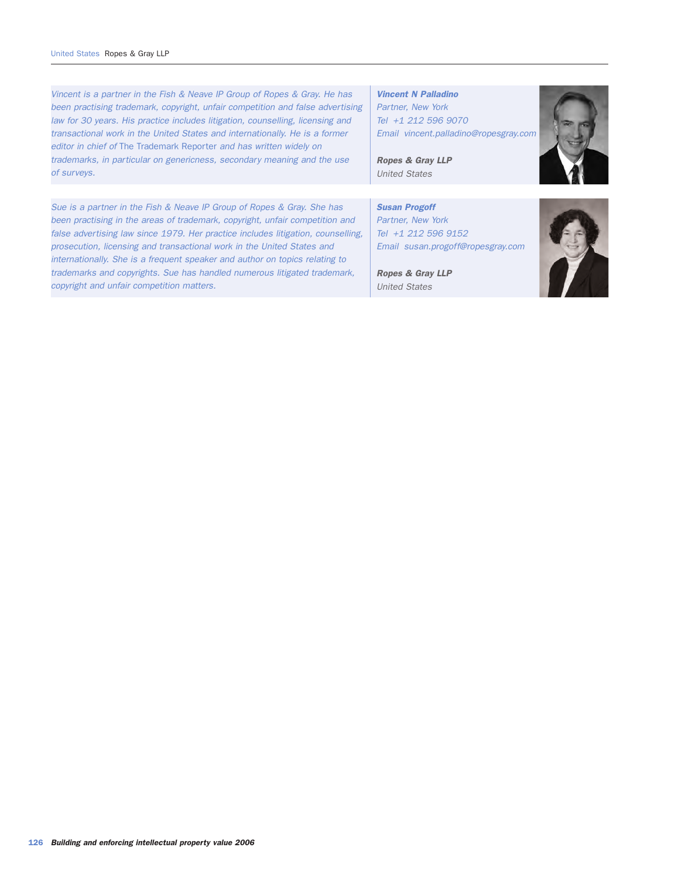*Vincent is a partner in the Fish & Neave IP Group of Ropes & Gray. He has been practising trademark, copyright, unfair competition and false advertising law for 30 years. His practice includes litigation, counselling, licensing and transactional work in the United States and internationally. He is a former editor in chief of* The Trademark Reporter *and has written widely on trademarks, in particular on genericness, secondary meaning and the use of surveys.*

***Vincent N Palladino***
*Partner, New York*
*Tel +1 212 596 9070*
*Email vincent.palladino@ropesgray.com*

***Ropes & Gray LLP***
*United States*

*Sue is a partner in the Fish & Neave IP Group of Ropes & Gray. She has been practising in the areas of trademark, copyright, unfair competition and false advertising law since 1979. Her practice includes litigation, counselling, prosecution, licensing and transactional work in the United States and internationally. She is a frequent speaker and author on topics relating to trademarks and copyrights. Sue has handled numerous litigated trademark, copyright and unfair competition matters.*

***Susan Progoff***
*Partner, New York*
*Tel +1 212 596 9152*
*Email susan.progoff@ropesgray.com*

***Ropes & Gray LLP***
*United States*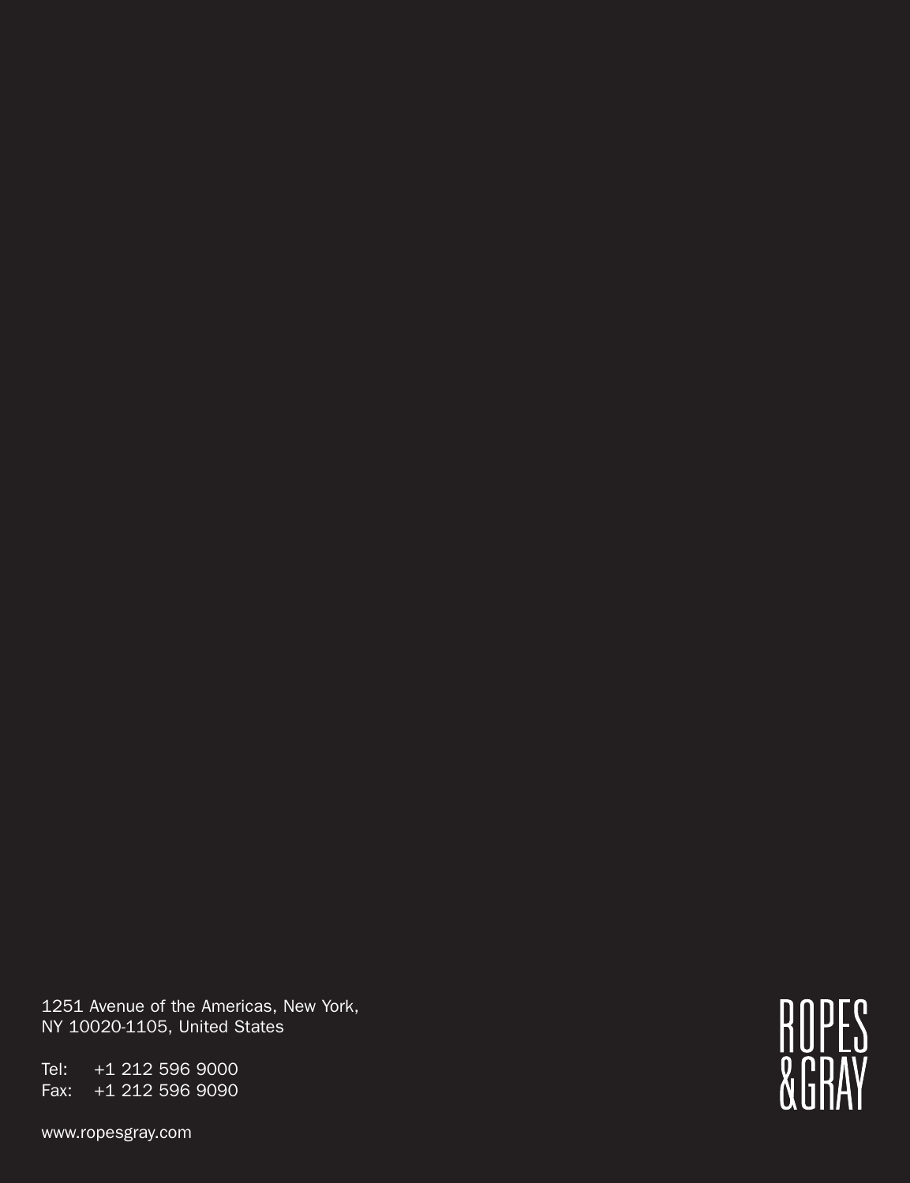1251 Avenue of the Americas, New York,
NY 10020-1105, United States

Tel: +1 212 596 9000
Fax: +1 212 596 9090

www.ropesgray.com

ROPES
&GRAY